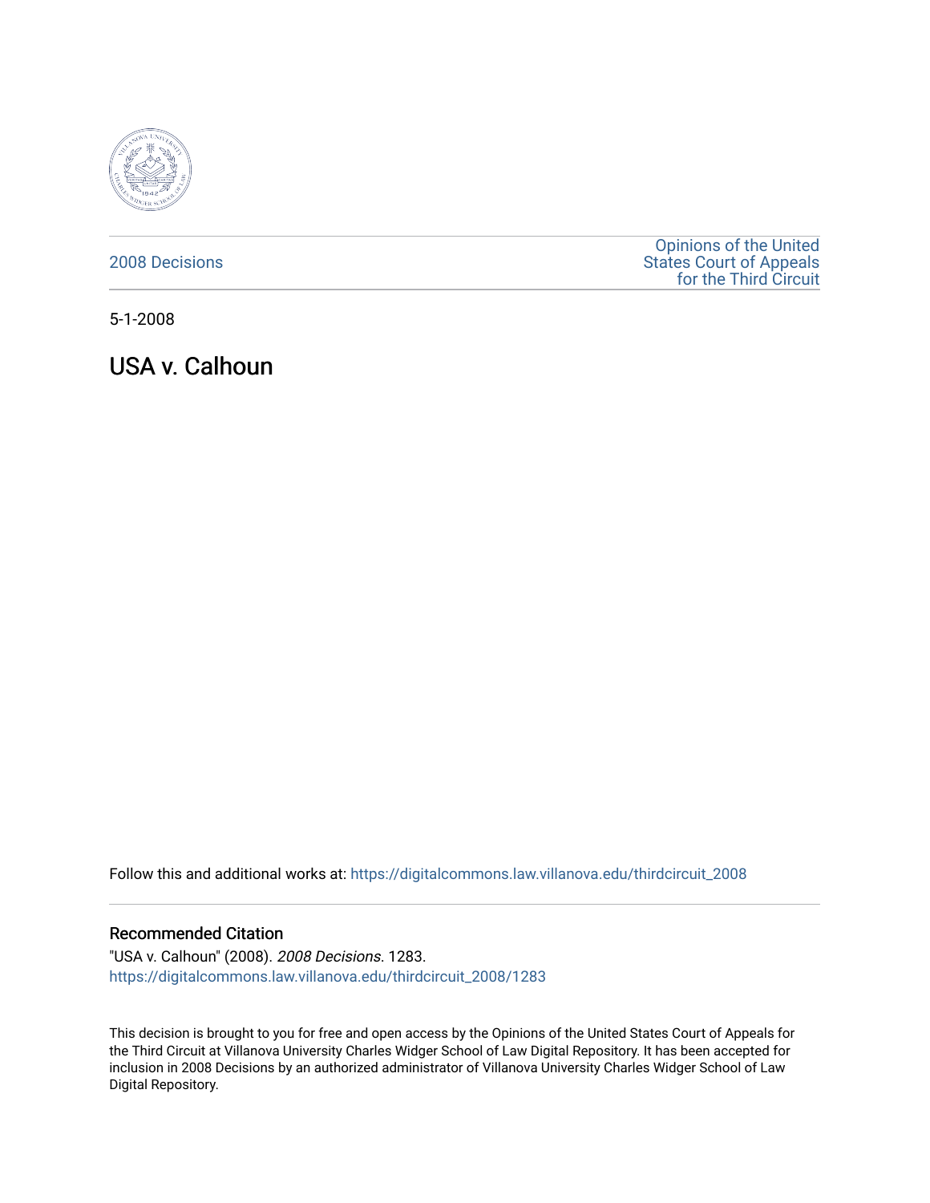2008 Decisions

Opinions of the United States Court of Appeals for the Third Circuit

5-1-2008

# USA v. Calhoun

Follow this and additional works at: https://digitalcommons.law.villanova.edu/thirdcircuit_2008

## Recommended Citation

"USA v. Calhoun" (2008). *2008 Decisions*. 1283.
https://digitalcommons.law.villanova.edu/thirdcircuit_2008/1283

This decision is brought to you for free and open access by the Opinions of the United States Court of Appeals for the Third Circuit at Villanova University Charles Widger School of Law Digital Repository. It has been accepted for inclusion in 2008 Decisions by an authorized administrator of Villanova University Charles Widger School of Law Digital Repository.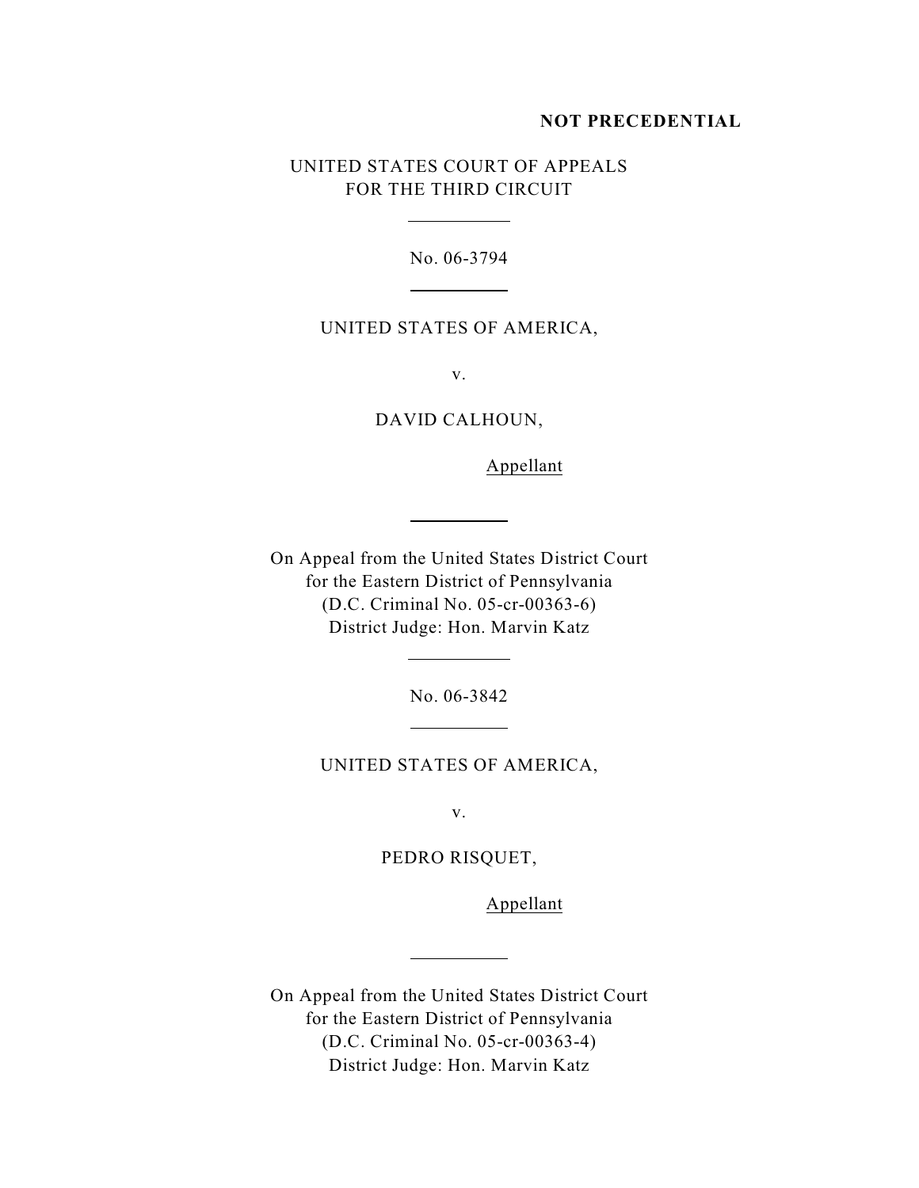**NOT PRECEDENTIAL**

UNITED STATES COURT OF APPEALS
FOR THE THIRD CIRCUIT

---

No. 06-3794

---

UNITED STATES OF AMERICA,

v.

DAVID CALHOUN,

Appellant

---

On Appeal from the United States District Court
for the Eastern District of Pennsylvania
(D.C. Criminal No. 05-cr-00363-6)
District Judge: Hon. Marvin Katz

---

No. 06-3842

---

UNITED STATES OF AMERICA,

v.

PEDRO RISQUET,

Appellant

---

On Appeal from the United States District Court
for the Eastern District of Pennsylvania
(D.C. Criminal No. 05-cr-00363-4)
District Judge: Hon. Marvin Katz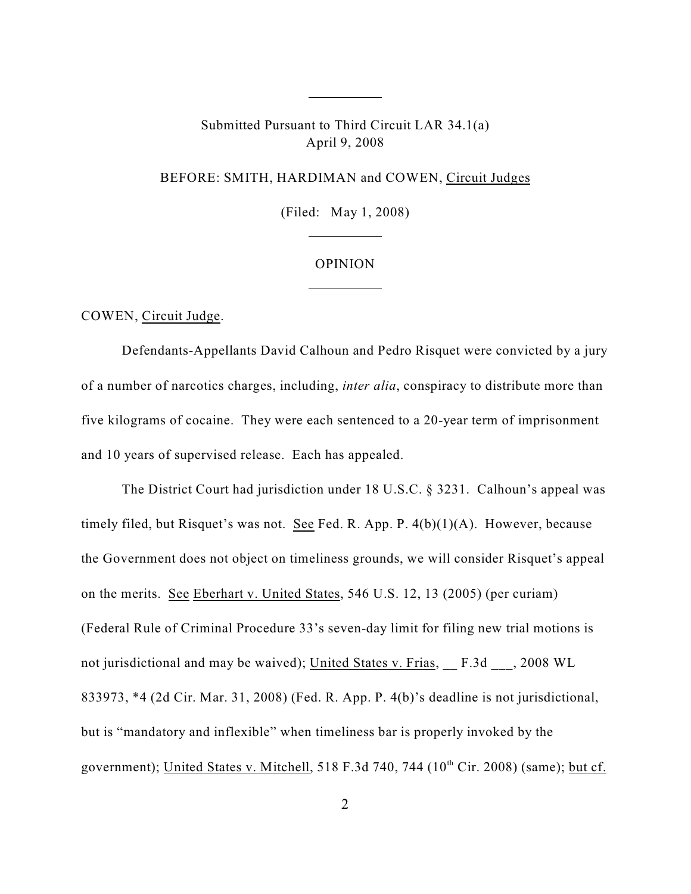Submitted Pursuant to Third Circuit LAR 34.1(a)
April 9, 2008

BEFORE: SMITH, HARDIMAN and COWEN, Circuit Judges

(Filed: May 1, 2008)

OPINION

COWEN, Circuit Judge.

Defendants-Appellants David Calhoun and Pedro Risquet were convicted by a jury of a number of narcotics charges, including, *inter alia*, conspiracy to distribute more than five kilograms of cocaine. They were each sentenced to a 20-year term of imprisonment and 10 years of supervised release. Each has appealed.

The District Court had jurisdiction under 18 U.S.C. § 3231. Calhoun's appeal was timely filed, but Risquet's was not. See Fed. R. App. P. 4(b)(1)(A). However, because the Government does not object on timeliness grounds, we will consider Risquet's appeal on the merits. See Eberhart v. United States, 546 U.S. 12, 13 (2005) (per curiam) (Federal Rule of Criminal Procedure 33's seven-day limit for filing new trial motions is not jurisdictional and may be waived); United States v. Frias, __ F.3d ___, 2008 WL 833973, *4 (2d Cir. Mar. 31, 2008) (Fed. R. App. P. 4(b)'s deadline is not jurisdictional, but is "mandatory and inflexible" when timeliness bar is properly invoked by the government); United States v. Mitchell, 518 F.3d 740, 744 (10th Cir. 2008) (same); but cf.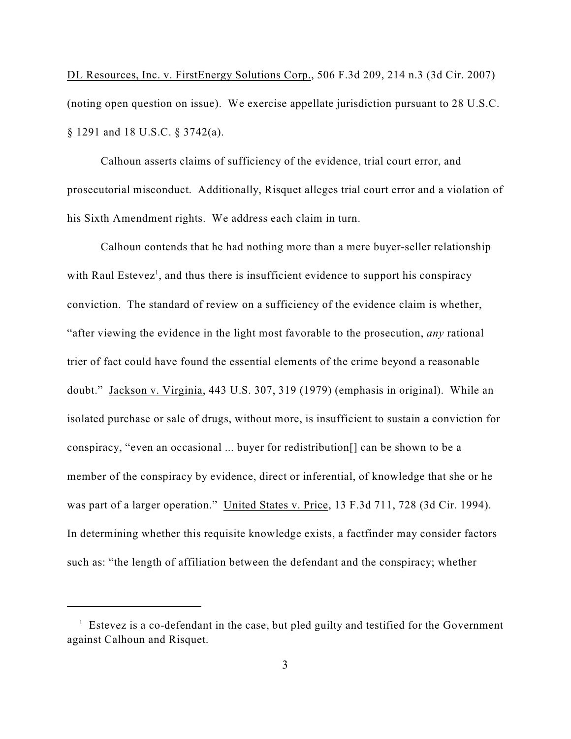DL Resources, Inc. v. FirstEnergy Solutions Corp., 506 F.3d 209, 214 n.3 (3d Cir. 2007) (noting open question on issue). We exercise appellate jurisdiction pursuant to 28 U.S.C. § 1291 and 18 U.S.C. § 3742(a).

Calhoun asserts claims of sufficiency of the evidence, trial court error, and prosecutorial misconduct. Additionally, Risquet alleges trial court error and a violation of his Sixth Amendment rights. We address each claim in turn.

Calhoun contends that he had nothing more than a mere buyer-seller relationship with Raul Estevez[1], and thus there is insufficient evidence to support his conspiracy conviction. The standard of review on a sufficiency of the evidence claim is whether, "after viewing the evidence in the light most favorable to the prosecution, *any* rational trier of fact could have found the essential elements of the crime beyond a reasonable doubt." Jackson v. Virginia, 443 U.S. 307, 319 (1979) (emphasis in original). While an isolated purchase or sale of drugs, without more, is insufficient to sustain a conviction for conspiracy, "even an occasional ... buyer for redistribution[] can be shown to be a member of the conspiracy by evidence, direct or inferential, of knowledge that she or he was part of a larger operation." United States v. Price, 13 F.3d 711, 728 (3d Cir. 1994). In determining whether this requisite knowledge exists, a factfinder may consider factors such as: "the length of affiliation between the defendant and the conspiracy; whether

[1] Estevez is a co-defendant in the case, but pled guilty and testified for the Government against Calhoun and Risquet.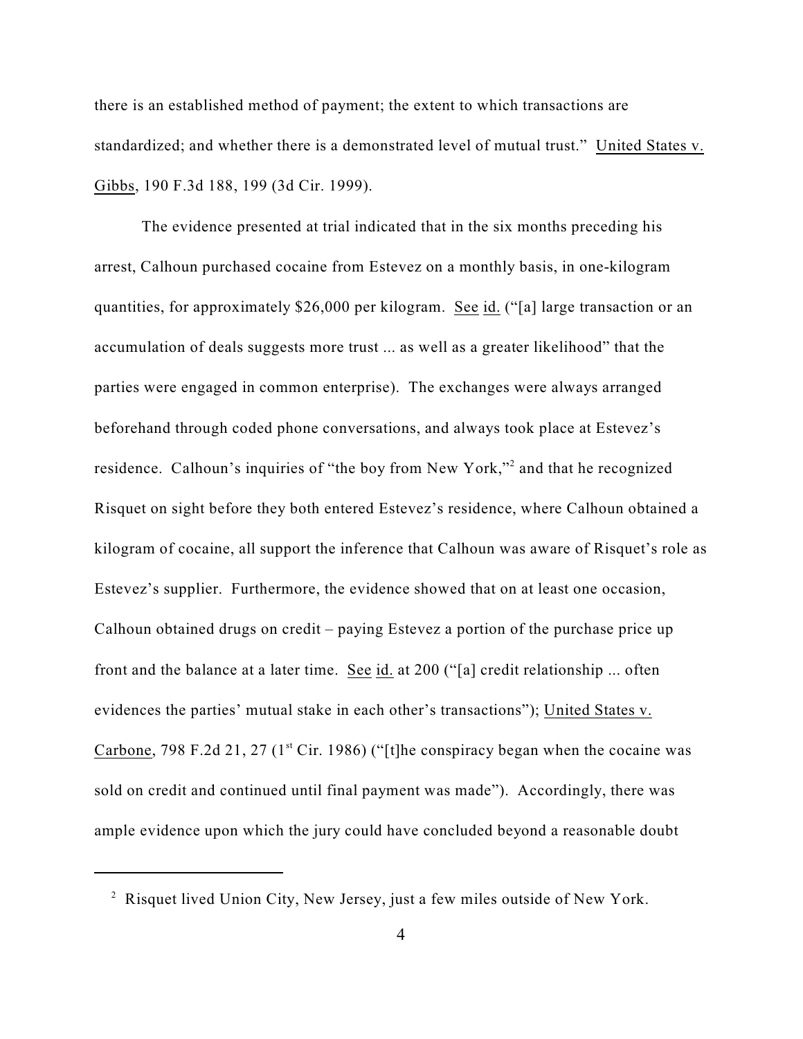there is an established method of payment; the extent to which transactions are standardized; and whether there is a demonstrated level of mutual trust." United States v. Gibbs, 190 F.3d 188, 199 (3d Cir. 1999).

The evidence presented at trial indicated that in the six months preceding his arrest, Calhoun purchased cocaine from Estevez on a monthly basis, in one-kilogram quantities, for approximately $26,000 per kilogram. See id. ("[a] large transaction or an accumulation of deals suggests more trust ... as well as a greater likelihood" that the parties were engaged in common enterprise). The exchanges were always arranged beforehand through coded phone conversations, and always took place at Estevez's residence. Calhoun's inquiries of "the boy from New York,"[2] and that he recognized Risquet on sight before they both entered Estevez's residence, where Calhoun obtained a kilogram of cocaine, all support the inference that Calhoun was aware of Risquet's role as Estevez's supplier. Furthermore, the evidence showed that on at least one occasion, Calhoun obtained drugs on credit – paying Estevez a portion of the purchase price up front and the balance at a later time. See id. at 200 ("[a] credit relationship ... often evidences the parties' mutual stake in each other's transactions"); United States v. Carbone, 798 F.2d 21, 27 (1st Cir. 1986) ("[t]he conspiracy began when the cocaine was sold on credit and continued until final payment was made"). Accordingly, there was ample evidence upon which the jury could have concluded beyond a reasonable doubt

---

[2] Risquet lived Union City, New Jersey, just a few miles outside of New York.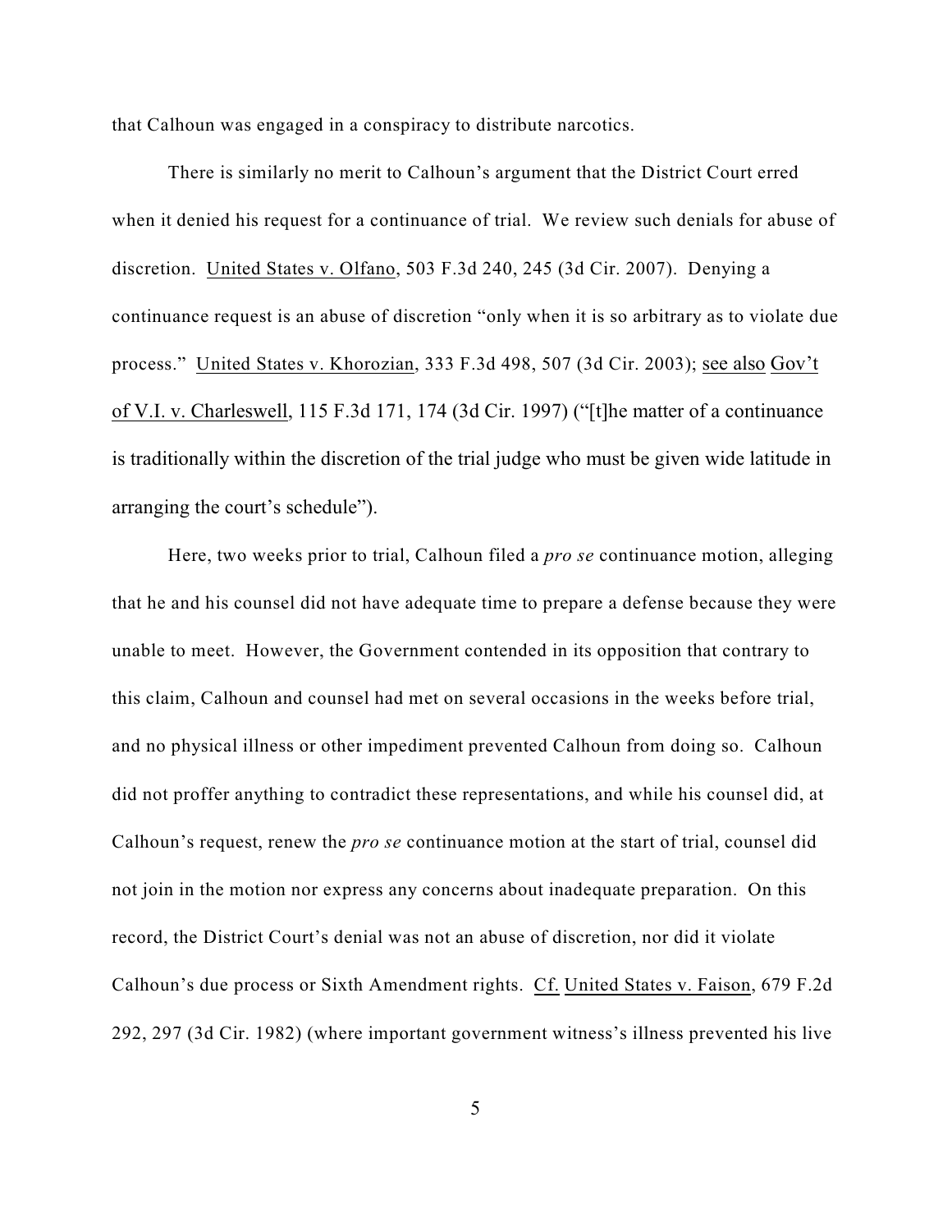that Calhoun was engaged in a conspiracy to distribute narcotics.

There is similarly no merit to Calhoun's argument that the District Court erred when it denied his request for a continuance of trial. We review such denials for abuse of discretion. United States v. Olfano, 503 F.3d 240, 245 (3d Cir. 2007). Denying a continuance request is an abuse of discretion "only when it is so arbitrary as to violate due process." United States v. Khorozian, 333 F.3d 498, 507 (3d Cir. 2003); see also Gov't of V.I. v. Charleswell, 115 F.3d 171, 174 (3d Cir. 1997) ("[t]he matter of a continuance is traditionally within the discretion of the trial judge who must be given wide latitude in arranging the court's schedule").

Here, two weeks prior to trial, Calhoun filed a *pro se* continuance motion, alleging that he and his counsel did not have adequate time to prepare a defense because they were unable to meet. However, the Government contended in its opposition that contrary to this claim, Calhoun and counsel had met on several occasions in the weeks before trial, and no physical illness or other impediment prevented Calhoun from doing so. Calhoun did not proffer anything to contradict these representations, and while his counsel did, at Calhoun's request, renew the *pro se* continuance motion at the start of trial, counsel did not join in the motion nor express any concerns about inadequate preparation. On this record, the District Court's denial was not an abuse of discretion, nor did it violate Calhoun's due process or Sixth Amendment rights. Cf. United States v. Faison, 679 F.2d 292, 297 (3d Cir. 1982) (where important government witness's illness prevented his live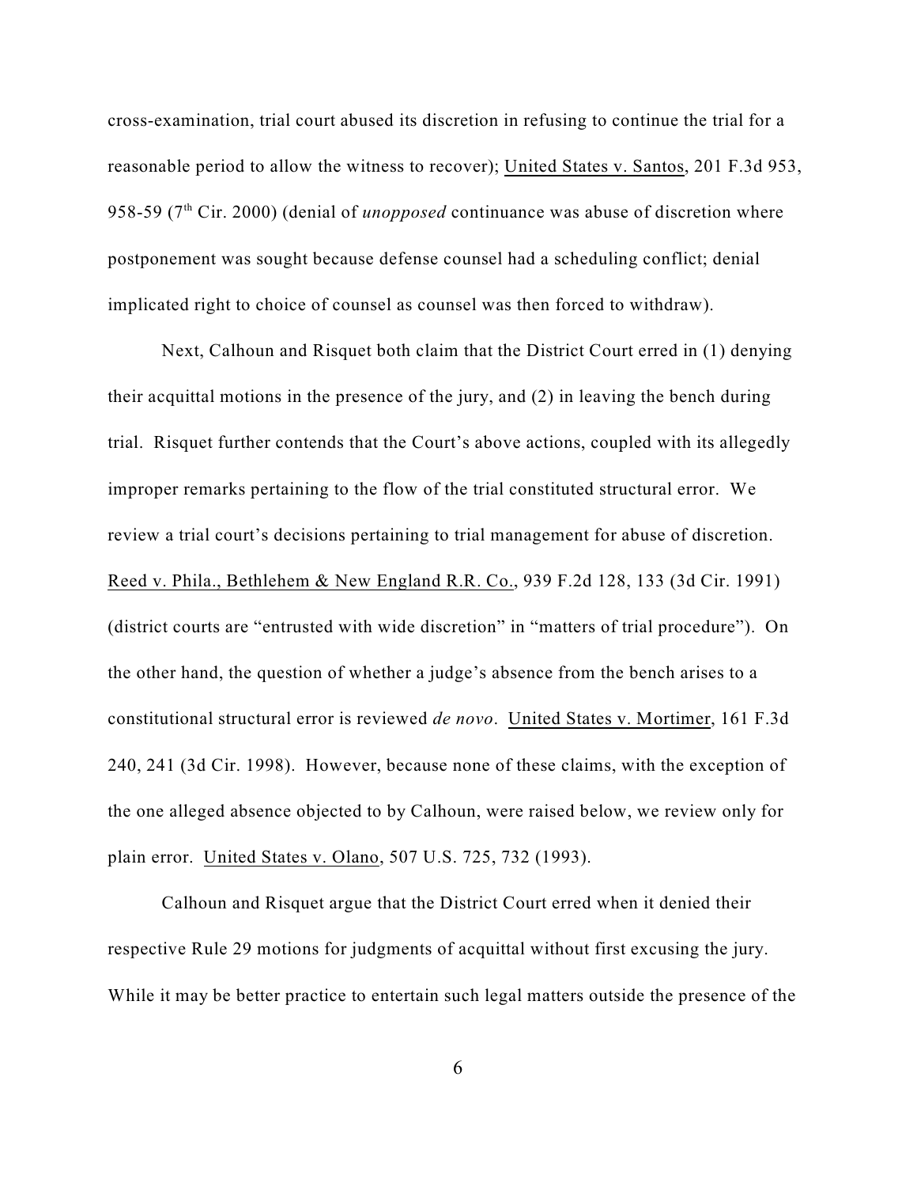cross-examination, trial court abused its discretion in refusing to continue the trial for a reasonable period to allow the witness to recover); United States v. Santos, 201 F.3d 953, 958-59 (7th Cir. 2000) (denial of *unopposed* continuance was abuse of discretion where postponement was sought because defense counsel had a scheduling conflict; denial implicated right to choice of counsel as counsel was then forced to withdraw).

Next, Calhoun and Risquet both claim that the District Court erred in (1) denying their acquittal motions in the presence of the jury, and (2) in leaving the bench during trial. Risquet further contends that the Court's above actions, coupled with its allegedly improper remarks pertaining to the flow of the trial constituted structural error. We review a trial court's decisions pertaining to trial management for abuse of discretion. Reed v. Phila., Bethlehem & New England R.R. Co., 939 F.2d 128, 133 (3d Cir. 1991) (district courts are "entrusted with wide discretion" in "matters of trial procedure"). On the other hand, the question of whether a judge's absence from the bench arises to a constitutional structural error is reviewed *de novo*. United States v. Mortimer, 161 F.3d 240, 241 (3d Cir. 1998). However, because none of these claims, with the exception of the one alleged absence objected to by Calhoun, were raised below, we review only for plain error. United States v. Olano, 507 U.S. 725, 732 (1993).

Calhoun and Risquet argue that the District Court erred when it denied their respective Rule 29 motions for judgments of acquittal without first excusing the jury. While it may be better practice to entertain such legal matters outside the presence of the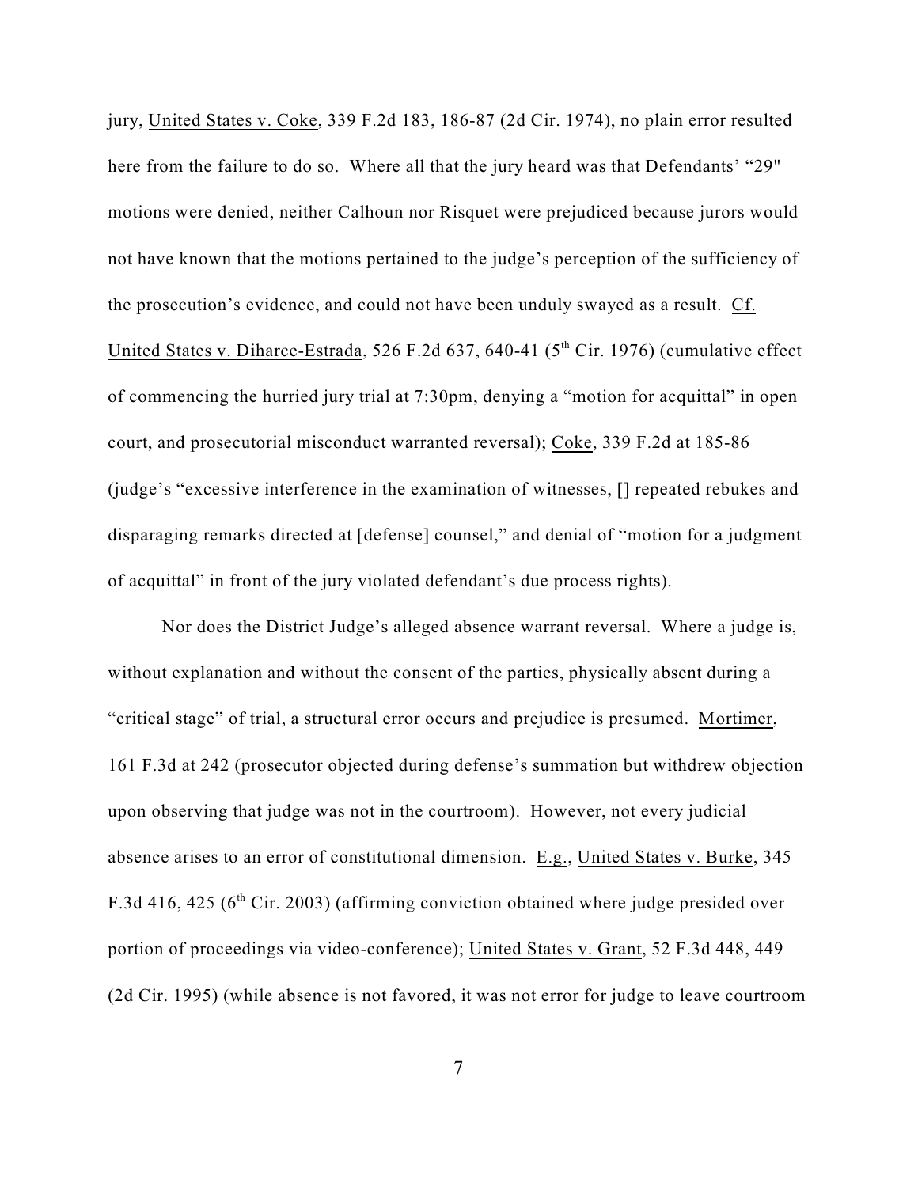jury, United States v. Coke, 339 F.2d 183, 186-87 (2d Cir. 1974), no plain error resulted here from the failure to do so. Where all that the jury heard was that Defendants' "29" motions were denied, neither Calhoun nor Risquet were prejudiced because jurors would not have known that the motions pertained to the judge's perception of the sufficiency of the prosecution's evidence, and could not have been unduly swayed as a result. Cf. United States v. Diharce-Estrada, 526 F.2d 637, 640-41 (5th Cir. 1976) (cumulative effect of commencing the hurried jury trial at 7:30pm, denying a "motion for acquittal" in open court, and prosecutorial misconduct warranted reversal); Coke, 339 F.2d at 185-86 (judge's "excessive interference in the examination of witnesses, [] repeated rebukes and disparaging remarks directed at [defense] counsel," and denial of "motion for a judgment of acquittal" in front of the jury violated defendant's due process rights).

Nor does the District Judge's alleged absence warrant reversal. Where a judge is, without explanation and without the consent of the parties, physically absent during a "critical stage" of trial, a structural error occurs and prejudice is presumed. Mortimer, 161 F.3d at 242 (prosecutor objected during defense's summation but withdrew objection upon observing that judge was not in the courtroom). However, not every judicial absence arises to an error of constitutional dimension. E.g., United States v. Burke, 345 F.3d 416, 425 (6th Cir. 2003) (affirming conviction obtained where judge presided over portion of proceedings via video-conference); United States v. Grant, 52 F.3d 448, 449 (2d Cir. 1995) (while absence is not favored, it was not error for judge to leave courtroom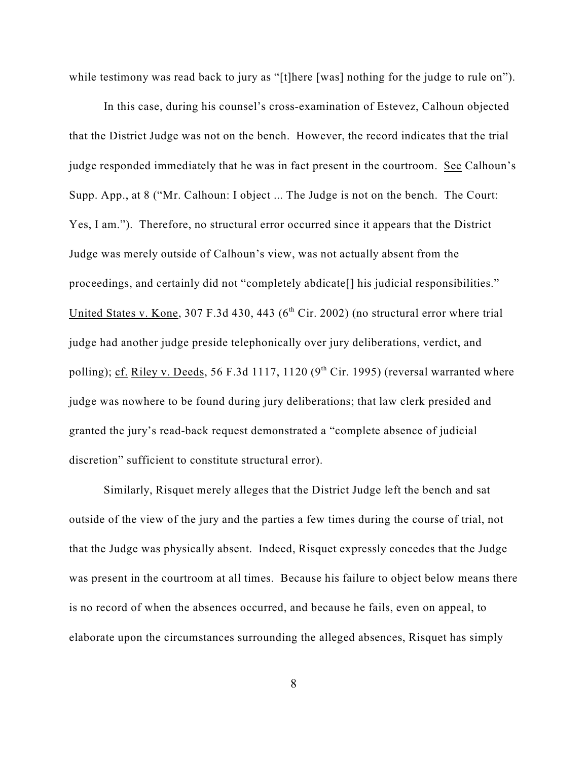while testimony was read back to jury as "[t]here [was] nothing for the judge to rule on").

In this case, during his counsel's cross-examination of Estevez, Calhoun objected that the District Judge was not on the bench. However, the record indicates that the trial judge responded immediately that he was in fact present in the courtroom. See Calhoun's Supp. App., at 8 ("Mr. Calhoun: I object ... The Judge is not on the bench. The Court: Yes, I am."). Therefore, no structural error occurred since it appears that the District Judge was merely outside of Calhoun's view, was not actually absent from the proceedings, and certainly did not "completely abdicate[] his judicial responsibilities." United States v. Kone, 307 F.3d 430, 443 (6th Cir. 2002) (no structural error where trial judge had another judge preside telephonically over jury deliberations, verdict, and polling); cf. Riley v. Deeds, 56 F.3d 1117, 1120 (9th Cir. 1995) (reversal warranted where judge was nowhere to be found during jury deliberations; that law clerk presided and granted the jury's read-back request demonstrated a "complete absence of judicial discretion" sufficient to constitute structural error).

Similarly, Risquet merely alleges that the District Judge left the bench and sat outside of the view of the jury and the parties a few times during the course of trial, not that the Judge was physically absent. Indeed, Risquet expressly concedes that the Judge was present in the courtroom at all times. Because his failure to object below means there is no record of when the absences occurred, and because he fails, even on appeal, to elaborate upon the circumstances surrounding the alleged absences, Risquet has simply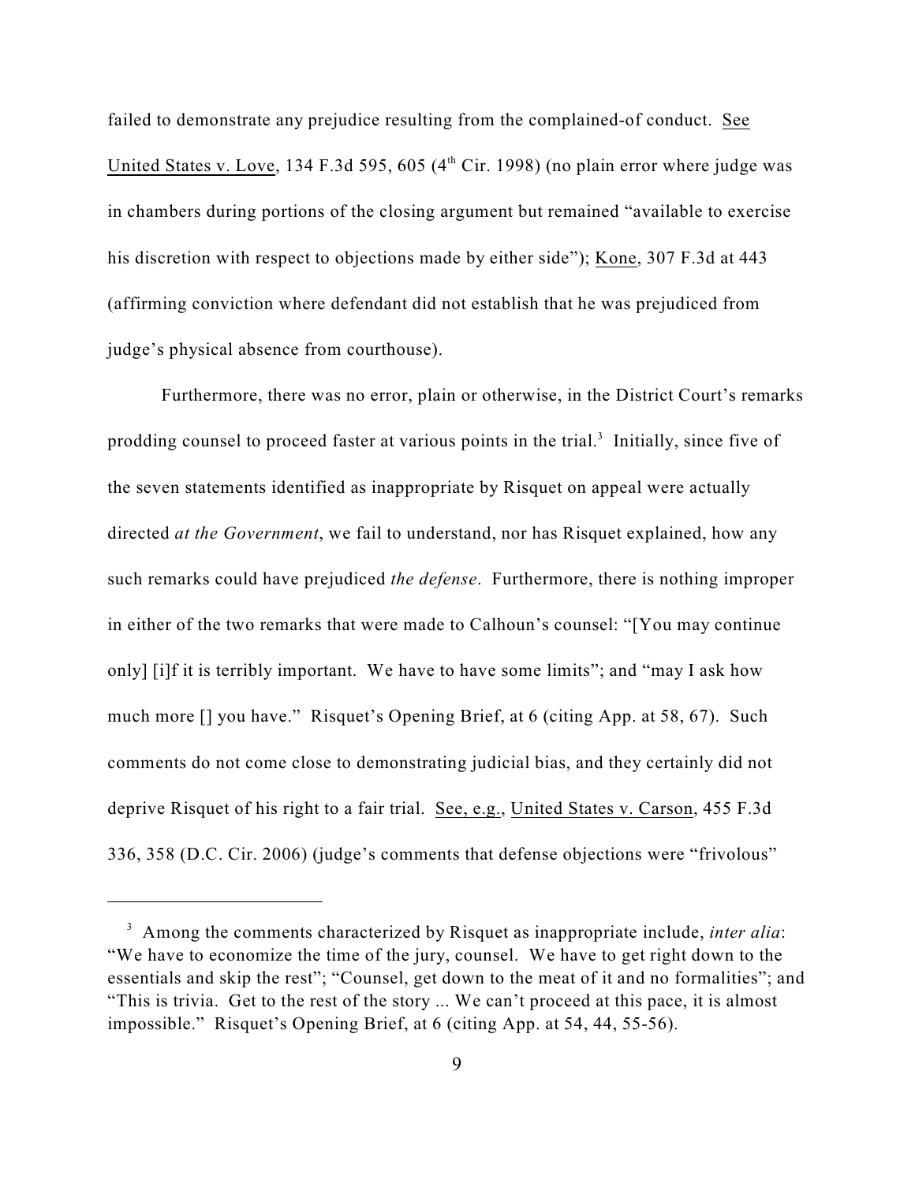failed to demonstrate any prejudice resulting from the complained-of conduct. See United States v. Love, 134 F.3d 595, 605 (4th Cir. 1998) (no plain error where judge was in chambers during portions of the closing argument but remained "available to exercise his discretion with respect to objections made by either side"); Kone, 307 F.3d at 443 (affirming conviction where defendant did not establish that he was prejudiced from judge's physical absence from courthouse).

Furthermore, there was no error, plain or otherwise, in the District Court's remarks prodding counsel to proceed faster at various points in the trial.[3] Initially, since five of the seven statements identified as inappropriate by Risquet on appeal were actually directed *at the Government*, we fail to understand, nor has Risquet explained, how any such remarks could have prejudiced *the defense*. Furthermore, there is nothing improper in either of the two remarks that were made to Calhoun's counsel: "[You may continue only] [i]f it is terribly important. We have to have some limits"; and "may I ask how much more [] you have." Risquet's Opening Brief, at 6 (citing App. at 58, 67). Such comments do not come close to demonstrating judicial bias, and they certainly did not deprive Risquet of his right to a fair trial. See, e.g., United States v. Carson, 455 F.3d 336, 358 (D.C. Cir. 2006) (judge's comments that defense objections were "frivolous"

[3] Among the comments characterized by Risquet as inappropriate include, *inter alia*: "We have to economize the time of the jury, counsel. We have to get right down to the essentials and skip the rest"; "Counsel, get down to the meat of it and no formalities"; and "This is trivia. Get to the rest of the story ... We can't proceed at this pace, it is almost impossible." Risquet's Opening Brief, at 6 (citing App. at 54, 44, 55-56).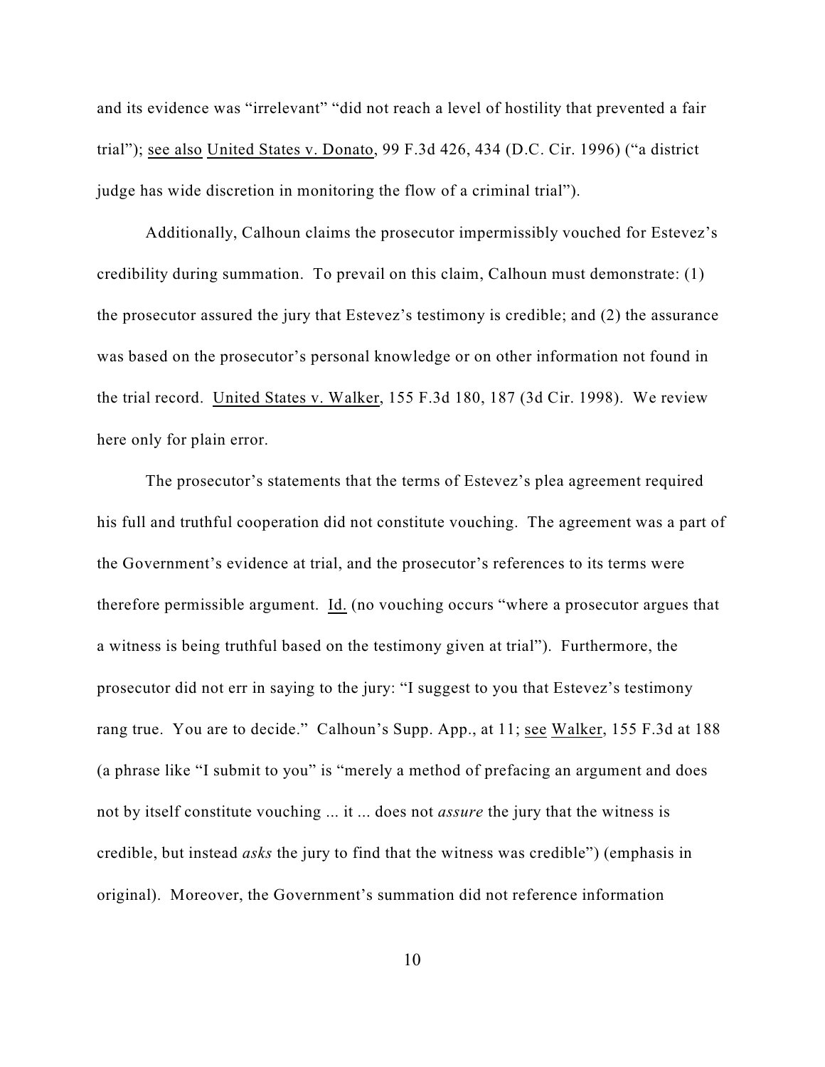and its evidence was "irrelevant" "did not reach a level of hostility that prevented a fair trial"); see also United States v. Donato, 99 F.3d 426, 434 (D.C. Cir. 1996) ("a district judge has wide discretion in monitoring the flow of a criminal trial").

Additionally, Calhoun claims the prosecutor impermissibly vouched for Estevez's credibility during summation. To prevail on this claim, Calhoun must demonstrate: (1) the prosecutor assured the jury that Estevez's testimony is credible; and (2) the assurance was based on the prosecutor's personal knowledge or on other information not found in the trial record. United States v. Walker, 155 F.3d 180, 187 (3d Cir. 1998). We review here only for plain error.

The prosecutor's statements that the terms of Estevez's plea agreement required his full and truthful cooperation did not constitute vouching. The agreement was a part of the Government's evidence at trial, and the prosecutor's references to its terms were therefore permissible argument. Id. (no vouching occurs "where a prosecutor argues that a witness is being truthful based on the testimony given at trial"). Furthermore, the prosecutor did not err in saying to the jury: "I suggest to you that Estevez's testimony rang true. You are to decide." Calhoun's Supp. App., at 11; see Walker, 155 F.3d at 188 (a phrase like "I submit to you" is "merely a method of prefacing an argument and does not by itself constitute vouching ... it ... does not *assure* the jury that the witness is credible, but instead *asks* the jury to find that the witness was credible") (emphasis in original). Moreover, the Government's summation did not reference information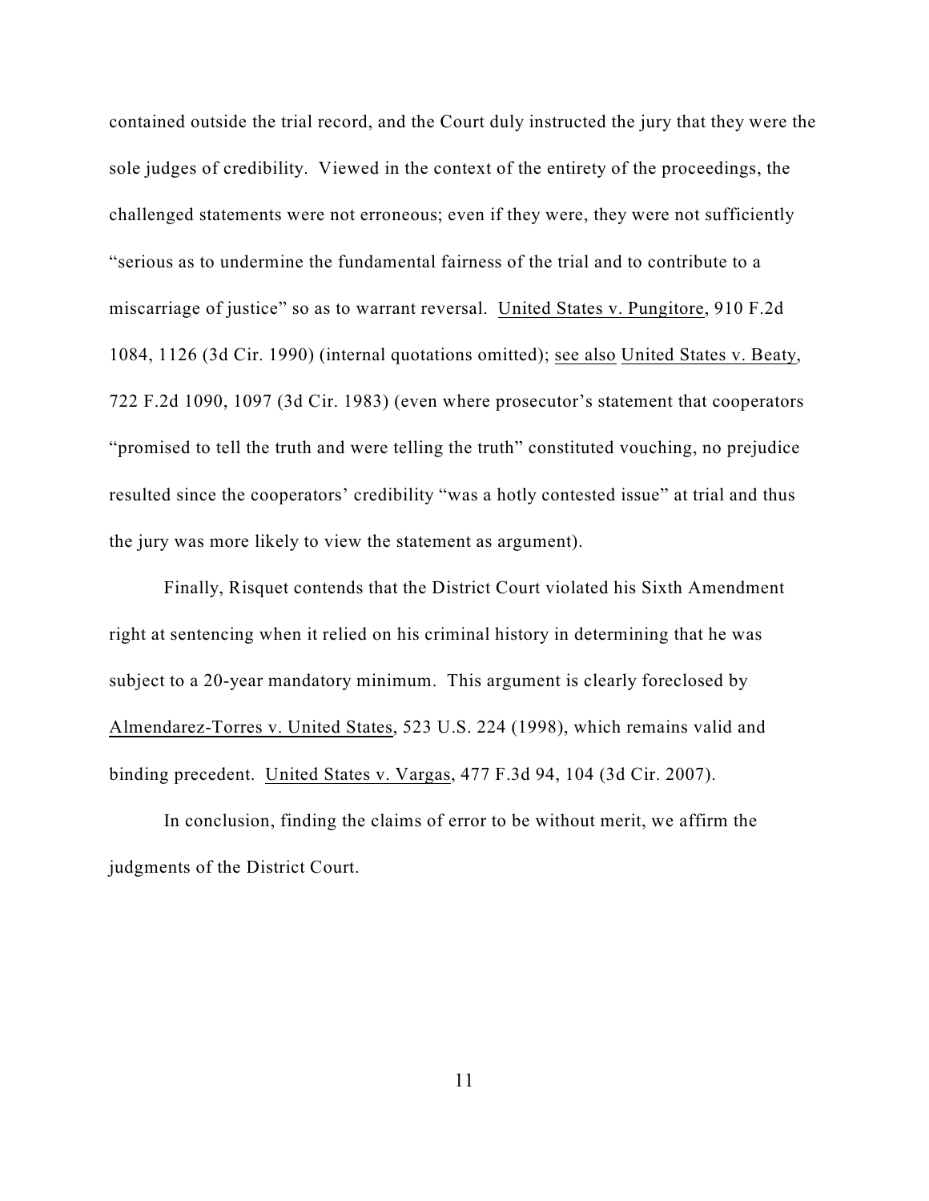contained outside the trial record, and the Court duly instructed the jury that they were the sole judges of credibility. Viewed in the context of the entirety of the proceedings, the challenged statements were not erroneous; even if they were, they were not sufficiently "serious as to undermine the fundamental fairness of the trial and to contribute to a miscarriage of justice" so as to warrant reversal. United States v. Pungitore, 910 F.2d 1084, 1126 (3d Cir. 1990) (internal quotations omitted); see also United States v. Beaty, 722 F.2d 1090, 1097 (3d Cir. 1983) (even where prosecutor's statement that cooperators "promised to tell the truth and were telling the truth" constituted vouching, no prejudice resulted since the cooperators' credibility "was a hotly contested issue" at trial and thus the jury was more likely to view the statement as argument).

Finally, Risquet contends that the District Court violated his Sixth Amendment right at sentencing when it relied on his criminal history in determining that he was subject to a 20-year mandatory minimum. This argument is clearly foreclosed by Almendarez-Torres v. United States, 523 U.S. 224 (1998), which remains valid and binding precedent. United States v. Vargas, 477 F.3d 94, 104 (3d Cir. 2007).

In conclusion, finding the claims of error to be without merit, we affirm the judgments of the District Court.